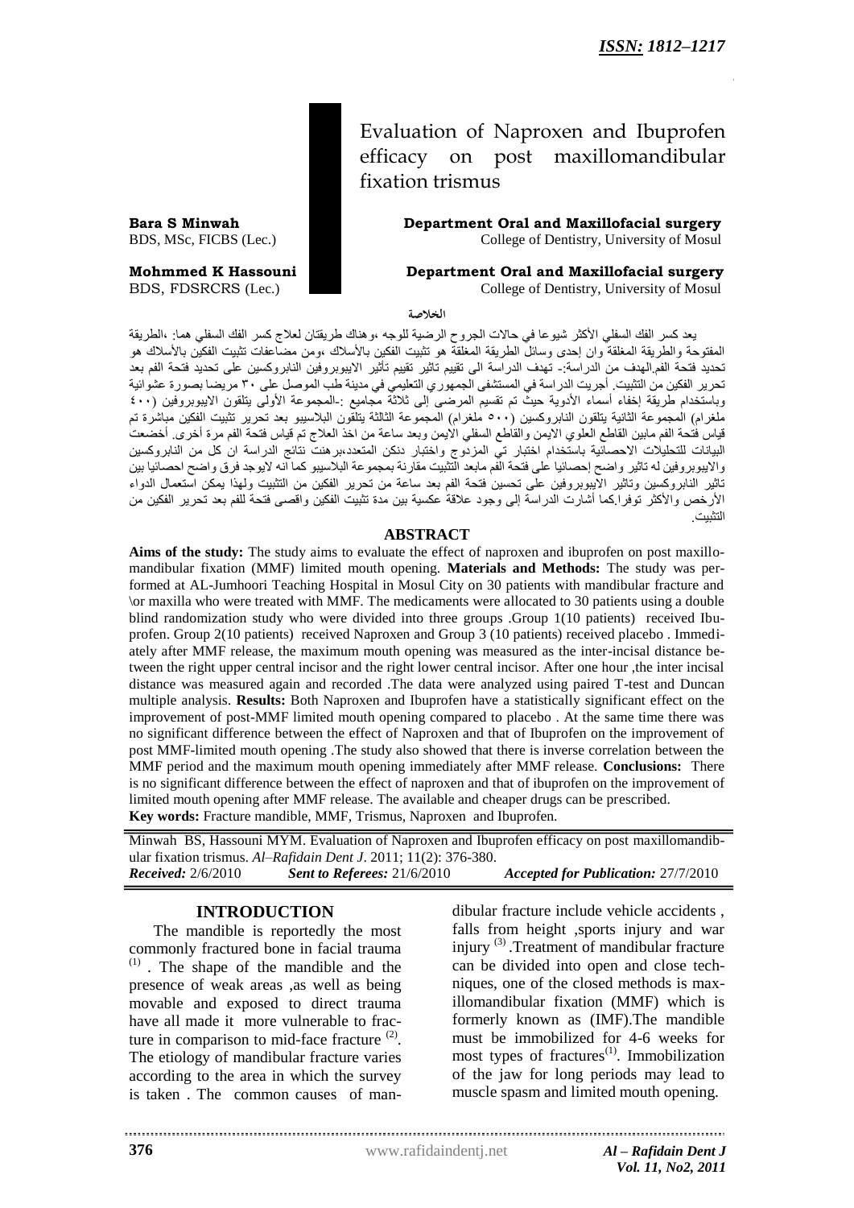ISSN: 1812–1217

# Evaluation of Naproxen and Ibuprofen efficacy on post maxillomandibular fixation trismus

**Bara S Minwah**
BDS, MSc, FICBS (Lec.)

**Department Oral and Maxillofacial surgery**
College of Dentistry, University of Mosul

**Mohmmed K Hassouni**
BDS, FDSRCRS (Lec.)

**Department Oral and Maxillofacial surgery**
College of Dentistry, University of Mosul

**الخلاصة**

يعد كسر الفك السفلي الأكثر شيوعا في حالات الجروح الرضية للوجه ،وهناك طريقتان لعلاج كسر الفك السفلي هما: ،الطريقة المفتوحة والطريقة المغلقة وان إحدى وسائل الطريقة المغلقة هو تثبيت الفكين بالأسلاك ،ومن مضاعفات تثبيت الفكين بالأسلاك هو تحديد فتحة الفم.الهدف من الدراسة:- تهدف الدراسة الى تقييم تاثير تقييم تأثير الايبوبروفين النابروكسين على تحديد فتحة الفم بعد تحرير الفكين من التثبيت. أجريت الدراسة في المستشفى الجمهوري التعليمي في مدينة طب الموصل على ٣٠ مريضا بصورة عشوائية وباستخدام طريقة إخفاء أسماء الأدوية حيث تم تقسيم المرضى إلى ثلاثة مجاميع :-المجموعة الأولى يتلقون الايبوبروفين (٤٠٠ ملغرام) المجموعة الثانية يتلقون النابروكسين (٥٠٠ ملغرام) المجموعة الثالثة يتلقون البلاسيبو بعد تحرير تثبيت الفكين مباشرة تم قياس فتحة الفم مابين القاطع العلوي الايمن والقاطع السفلي الايمن وبعد ساعة من اخذ العلاج تم قياس فتحة الفم مرة أخرى. أخضعت البيانات للتحليلات الاحصائية باستخدام اختبار تي المزدوج واختبار دنكن المتعدد،برهنت نتائج الدراسة ان كل من النابروكسين والايبوبروفين له تاثير واضح إحصائيا على فتحة الفم مابعد التثبيت مقارنة بمجموعة البلاسيبو كما انه لايوجد فرق واضح احصائيا بين تاثير النابروكسين وتاثير الايبوبروفين على تحسين فتحة الفم بعد ساعة من تحرير الفكين من التثبيت ولهذا يمكن استعمال الدواء الأرخص والأكثر توفرا.كما أشارت الدراسة إلى وجود علاقة عكسية بين مدة تثبيت الفكين واقصى فتحة للفم بعد تحرير الفكين من التثبيت.

## ABSTRACT

**Aims of the study:** The study aims to evaluate the effect of naproxen and ibuprofen on post maxillomandibular fixation (MMF) limited mouth opening. **Materials and Methods:** The study was performed at AL-Jumhoori Teaching Hospital in Mosul City on 30 patients with mandibular fracture and \or maxilla who were treated with MMF. The medicaments were allocated to 30 patients using a double blind randomization study who were divided into three groups .Group 1(10 patients) received Ibuprofen. Group 2(10 patients) received Naproxen and Group 3 (10 patients) received placebo . Immediately after MMF release, the maximum mouth opening was measured as the inter-incisal distance between the right upper central incisor and the right lower central incisor. After one hour ,the inter incisal distance was measured again and recorded .The data were analyzed using paired T-test and Duncan multiple analysis. **Results:** Both Naproxen and Ibuprofen have a statistically significant effect on the improvement of post-MMF limited mouth opening compared to placebo . At the same time there was no significant difference between the effect of Naproxen and that of Ibuprofen on the improvement of post MMF-limited mouth opening .The study also showed that there is inverse correlation between the MMF period and the maximum mouth opening immediately after MMF release. **Conclusions:** There is no significant difference between the effect of naproxen and that of ibuprofen on the improvement of limited mouth opening after MMF release. The available and cheaper drugs can be prescribed.
**Key words:** Fracture mandible, MMF, Trismus, Naproxen and Ibuprofen.

Minwah BS, Hassouni MYM. Evaluation of Naproxen and Ibuprofen efficacy on post maxillomandibular fixation trismus. *Al–Rafidain Dent J*. 2011; 11(2): 376-380.
*Received:* 2/6/2010 *Sent to Referees:* 21/6/2010 *Accepted for Publication:* 27/7/2010

## INTRODUCTION

The mandible is reportedly the most commonly fractured bone in facial trauma [1] . The shape of the mandible and the presence of weak areas ,as well as being movable and exposed to direct trauma have all made it more vulnerable to fracture in comparison to mid-face fracture [2]. The etiology of mandibular fracture varies according to the area in which the survey is taken . The common causes of mandibular fracture include vehicle accidents , falls from height ,sports injury and war injury [3] .Treatment of mandibular fracture can be divided into open and close techniques, one of the closed methods is maxillomandibular fixation (MMF) which is formerly known as (IMF).The mandible must be immobilized for 4-6 weeks for most types of fractures[1]. Immobilization of the jaw for long periods may lead to muscle spasm and limited mouth opening.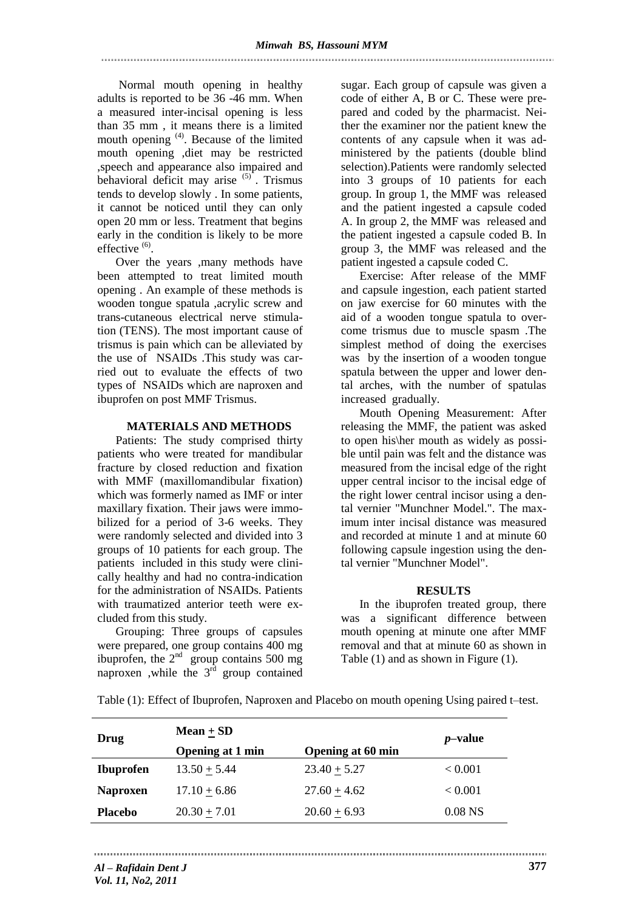Normal mouth opening in healthy adults is reported to be 36 -46 mm. When a measured inter-incisal opening is less than 35 mm , it means there is a limited mouth opening [4]. Because of the limited mouth opening ,diet may be restricted ,speech and appearance also impaired and behavioral deficit may arise [5] . Trismus tends to develop slowly . In some patients, it cannot be noticed until they can only open 20 mm or less. Treatment that begins early in the condition is likely to be more effective [6].

Over the years ,many methods have been attempted to treat limited mouth opening . An example of these methods is wooden tongue spatula ,acrylic screw and trans-cutaneous electrical nerve stimulation (TENS). The most important cause of trismus is pain which can be alleviated by the use of NSAIDs .This study was carried out to evaluate the effects of two types of NSAIDs which are naproxen and ibuprofen on post MMF Trismus.

## MATERIALS AND METHODS

Patients: The study comprised thirty patients who were treated for mandibular fracture by closed reduction and fixation with MMF (maxillomandibular fixation) which was formerly named as IMF or inter maxillary fixation. Their jaws were immobilized for a period of 3-6 weeks. They were randomly selected and divided into 3 groups of 10 patients for each group. The patients included in this study were clinically healthy and had no contra-indication for the administration of NSAIDs. Patients with traumatized anterior teeth were excluded from this study.

Grouping: Three groups of capsules were prepared, one group contains 400 mg ibuprofen, the 2nd group contains 500 mg naproxen ,while the 3rd group contained sugar. Each group of capsule was given a code of either A, B or C. These were prepared and coded by the pharmacist. Neither the examiner nor the patient knew the contents of any capsule when it was administered by the patients (double blind selection).Patients were randomly selected into 3 groups of 10 patients for each group. In group 1, the MMF was released and the patient ingested a capsule coded A. In group 2, the MMF was released and the patient ingested a capsule coded B. In group 3, the MMF was released and the patient ingested a capsule coded C.

Exercise: After release of the MMF and capsule ingestion, each patient started on jaw exercise for 60 minutes with the aid of a wooden tongue spatula to overcome trismus due to muscle spasm .The simplest method of doing the exercises was by the insertion of a wooden tongue spatula between the upper and lower dental arches, with the number of spatulas increased gradually.

Mouth Opening Measurement: After releasing the MMF, the patient was asked to open his\her mouth as widely as possible until pain was felt and the distance was measured from the incisal edge of the right upper central incisor to the incisal edge of the right lower central incisor using a dental vernier "Munchner Model.". The maximum inter incisal distance was measured and recorded at minute 1 and at minute 60 following capsule ingestion using the dental vernier "Munchner Model".

## RESULTS

In the ibuprofen treated group, there was a significant difference between mouth opening at minute one after MMF removal and that at minute 60 as shown in Table (1) and as shown in Figure (1).

Table (1): Effect of Ibuprofen, Naproxen and Placebo on mouth opening Using paired t–test.

| Drug | Mean ± SD | | *p*–value |
|---|---|---|---|
| | **Opening at 1 min** | **Opening at 60 min** | |
| **Ibuprofen** | 13.50 ± 5.44 | 23.40 ± 5.27 | < 0.001 |
| **Naproxen** | 17.10 ± 6.86 | 27.60 ± 4.62 | < 0.001 |
| **Placebo** | 20.30 ± 7.01 | 20.60 ± 6.93 | 0.08 NS |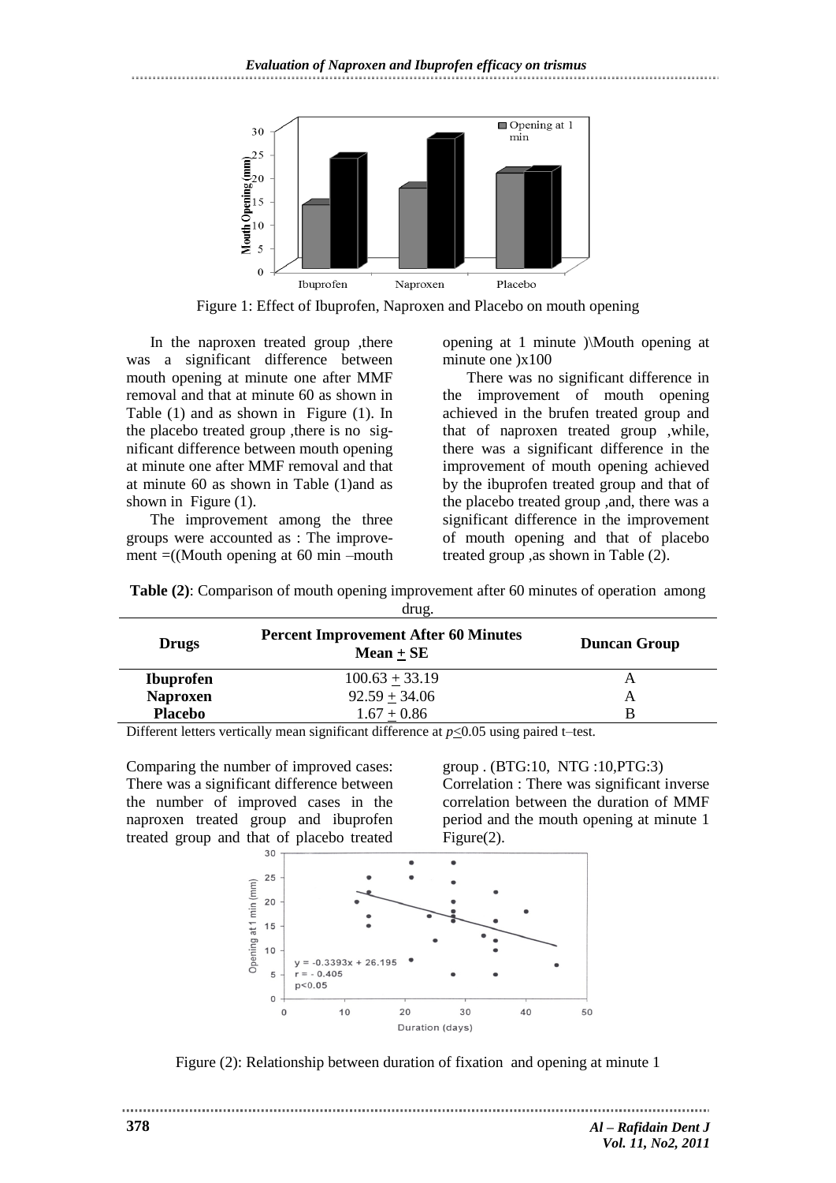Figure 1: Effect of Ibuprofen, Naproxen and Placebo on mouth opening

In the naproxen treated group ,there was a significant difference between mouth opening at minute one after MMF removal and that at minute 60 as shown in Table (1) and as shown in Figure (1). In the placebo treated group ,there is no significant difference between mouth opening at minute one after MMF removal and that at minute 60 as shown in Table (1)and as shown in Figure (1).

The improvement among the three groups were accounted as : The improvement =((Mouth opening at 60 min –mouth opening at 1 minute )\Mouth opening at minute one )x100

There was no significant difference in the improvement of mouth opening achieved in the brufen treated group and that of naproxen treated group ,while, there was a significant difference in the improvement of mouth opening achieved by the ibuprofen treated group and that of the placebo treated group ,and, there was a significant difference in the improvement of mouth opening and that of placebo treated group ,as shown in Table (2).

**Table (2)**: Comparison of mouth opening improvement after 60 minutes of operation among drug.

| Drugs | Percent Improvement After 60 Minutes Mean ± SE | Duncan Group |
|---|---|---|
| **Ibuprofen** | 100.63 ± 33.19 | A |
| **Naproxen** | 92.59 ± 34.06 | A |
| **Placebo** | 1.67 ± 0.86 | B |

Different letters vertically mean significant difference at $p \leq 0.05$ using paired t–test.

Comparing the number of improved cases: There was a significant difference between the number of improved cases in the naproxen treated group and ibuprofen treated group and that of placebo treated group . (BTG:10, NTG :10,PTG:3)

Correlation : There was significant inverse correlation between the duration of MMF period and the mouth opening at minute 1 Figure(2).

Figure (2): Relationship between duration of fixation and opening at minute 1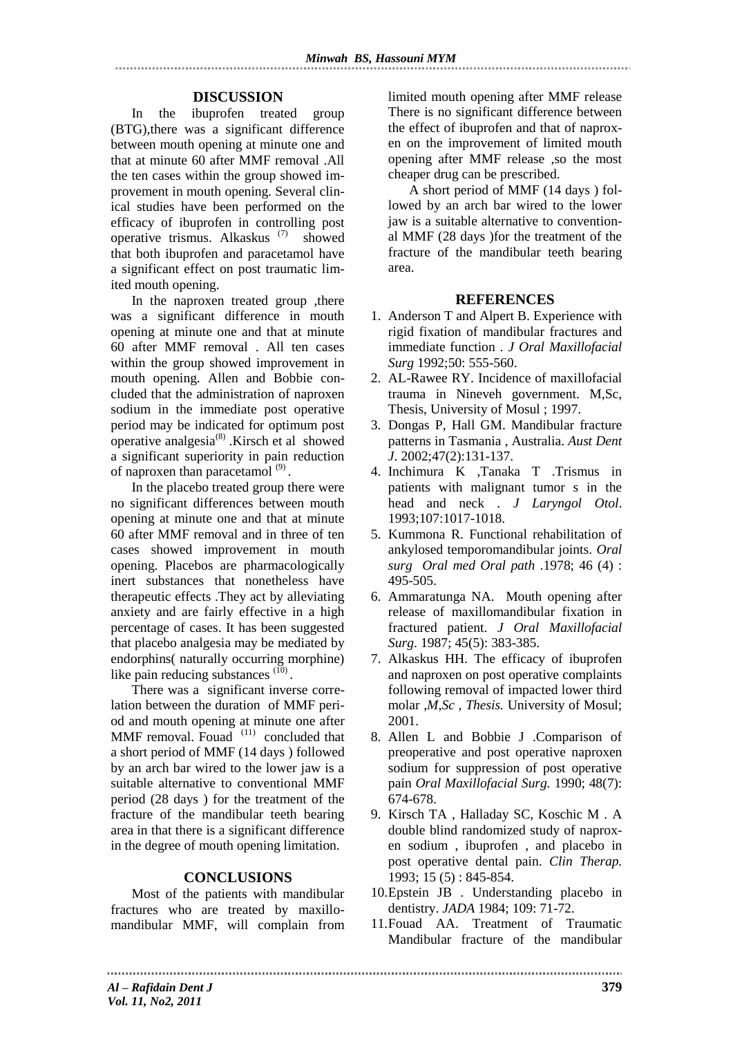## DISCUSSION

In the ibuprofen treated group (BTG),there was a significant difference between mouth opening at minute one and that at minute 60 after MMF removal .All the ten cases within the group showed improvement in mouth opening. Several clinical studies have been performed on the efficacy of ibuprofen in controlling post operative trismus. Alkaskus [7] showed that both ibuprofen and paracetamol have a significant effect on post traumatic limited mouth opening.

In the naproxen treated group ,there was a significant difference in mouth opening at minute one and that at minute 60 after MMF removal . All ten cases within the group showed improvement in mouth opening. Allen and Bobbie concluded that the administration of naproxen sodium in the immediate post operative period may be indicated for optimum post operative analgesia[8] .Kirsch et al showed a significant superiority in pain reduction of naproxen than paracetamol [9] .

In the placebo treated group there were no significant differences between mouth opening at minute one and that at minute 60 after MMF removal and in three of ten cases showed improvement in mouth opening. Placebos are pharmacologically inert substances that nonetheless have therapeutic effects .They act by alleviating anxiety and are fairly effective in a high percentage of cases. It has been suggested that placebo analgesia may be mediated by endorphins( naturally occurring morphine) like pain reducing substances [10] .

There was a significant inverse correlation between the duration of MMF period and mouth opening at minute one after MMF removal. Fouad [11] concluded that a short period of MMF (14 days ) followed by an arch bar wired to the lower jaw is a suitable alternative to conventional MMF period (28 days ) for the treatment of the fracture of the mandibular teeth bearing area in that there is a significant difference in the degree of mouth opening limitation.

## CONCLUSIONS

Most of the patients with mandibular fractures who are treated by maxillomandibular MMF, will complain from limited mouth opening after MMF release There is no significant difference between the effect of ibuprofen and that of naproxen on the improvement of limited mouth opening after MMF release ,so the most cheaper drug can be prescribed.

A short period of MMF (14 days ) followed by an arch bar wired to the lower jaw is a suitable alternative to conventional MMF (28 days )for the treatment of the fracture of the mandibular teeth bearing area.

## REFERENCES

1. Anderson T and Alpert B. Experience with rigid fixation of mandibular fractures and immediate function . *J Oral Maxillofacial Surg* 1992;50: 555-560.
2. AL-Rawee RY. Incidence of maxillofacial trauma in Nineveh government. M,Sc, Thesis, University of Mosul ; 1997.
3. Dongas P, Hall GM. Mandibular fracture patterns in Tasmania , Australia. *Aust Dent J*. 2002;47(2):131-137.
4. Inchimura K ,Tanaka T .Trismus in patients with malignant tumor s in the head and neck . *J Laryngol Otol*. 1993;107:1017-1018.
5. Kummona R. Functional rehabilitation of ankylosed temporomandibular joints. *Oral surg Oral med Oral path* .1978; 46 (4) : 495-505.
6. Ammaratunga NA. Mouth opening after release of maxillomandibular fixation in fractured patient. *J Oral Maxillofacial Surg*. 1987; 45(5): 383-385.
7. Alkaskus HH. The efficacy of ibuprofen and naproxen on post operative complaints following removal of impacted lower third molar *,M,Sc , Thesis.* University of Mosul; 2001.
8. Allen L and Bobbie J .Comparison of preoperative and post operative naproxen sodium for suppression of post operative pain *Oral Maxillofacial Surg.* 1990; 48(7): 674-678.
9. Kirsch TA , Halladay SC, Koschic M . A double blind randomized study of naproxen sodium , ibuprofen , and placebo in post operative dental pain. *Clin Therap.* 1993; 15 (5) : 845-854.
10. Epstein JB . Understanding placebo in dentistry. *JADA* 1984; 109: 71-72.
11. Fouad AA. Treatment of Traumatic Mandibular fracture of the mandibular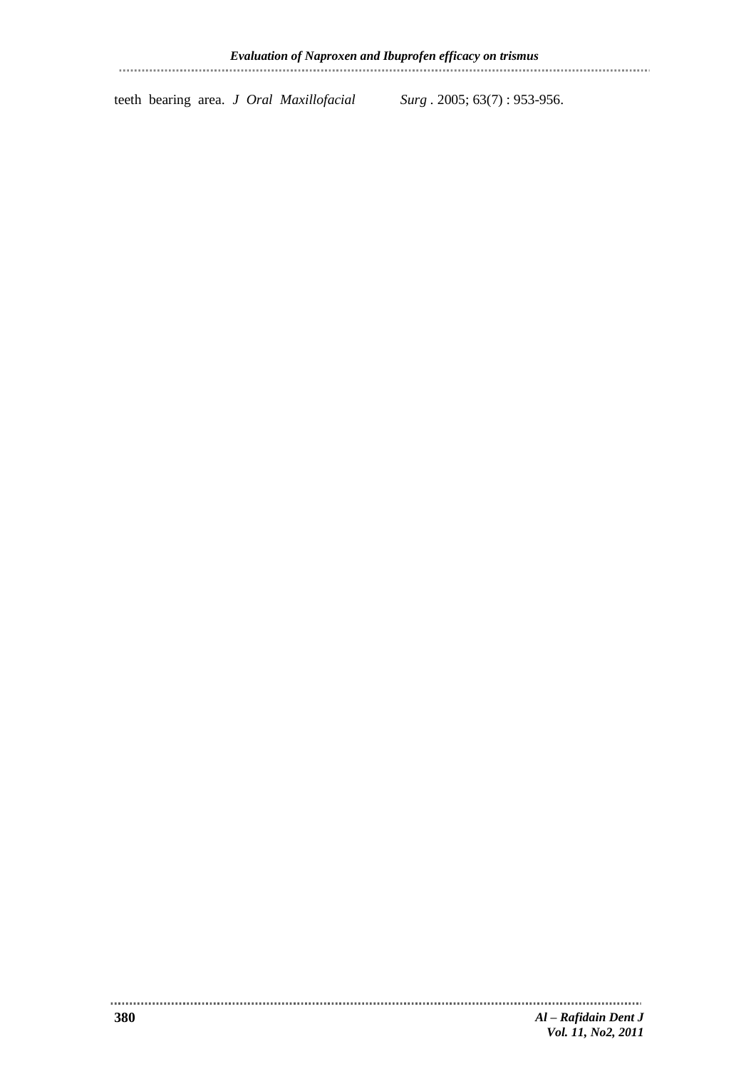teeth bearing area. *J Oral Maxillofacial Surg*. 2005; 63(7) : 953-956.